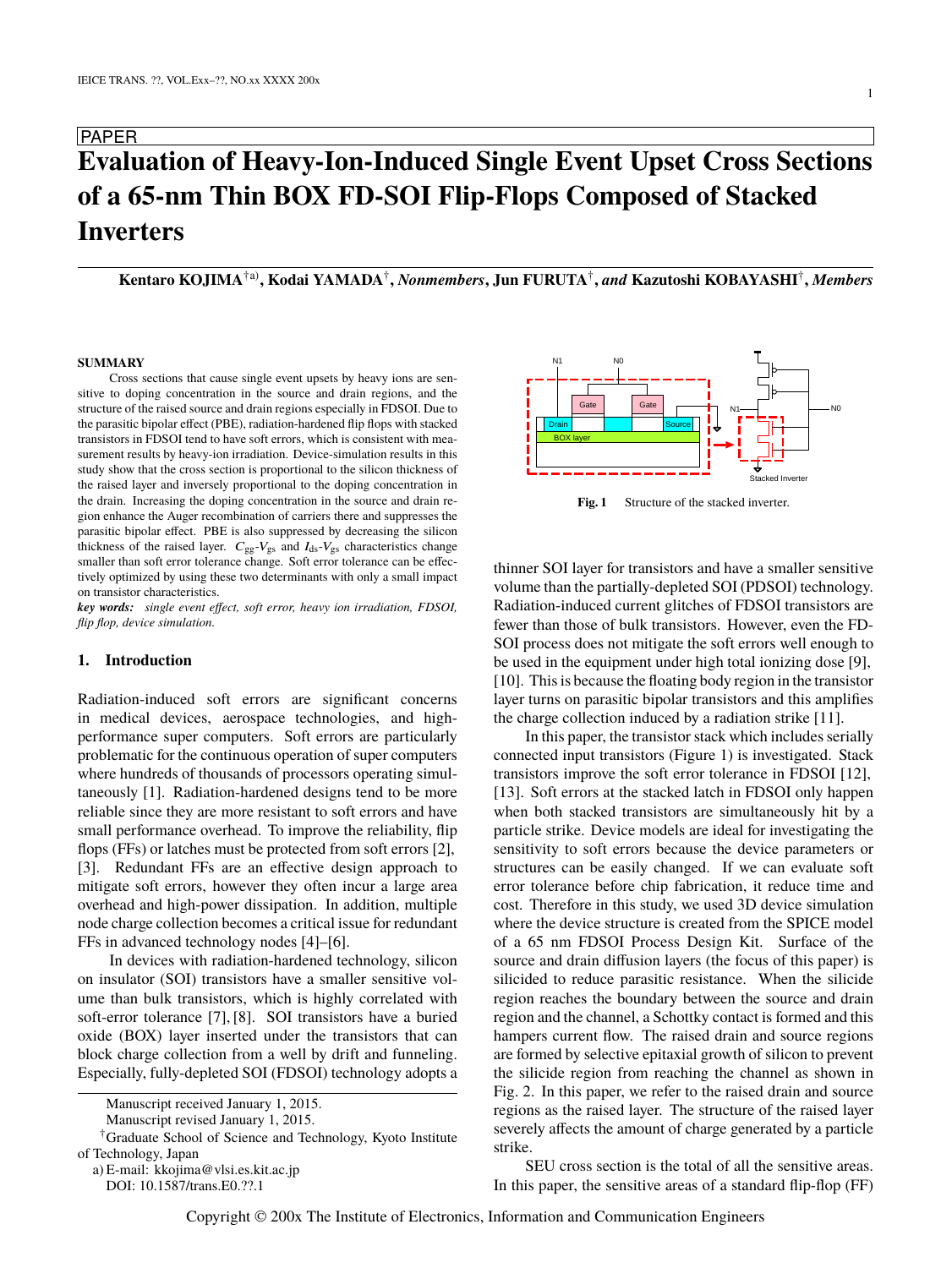PAPER

# Evaluation of Heavy-Ion-Induced Single Event Upset Cross Sections of a 65-nm Thin BOX FD-SOI Flip-Flops Composed of Stacked Inverters

**Kentaro KOJIMA**[†a)], **Kodai YAMADA**[†], *Nonmembers*, **Jun FURUTA**[†], *and* **Kazutoshi KOBAYASHI**[†], *Members*

**SUMMARY** Cross sections that cause single event upsets by heavy ions are sensitive to doping concentration in the source and drain regions, and the structure of the raised source and drain regions especially in FDSOI. Due to the parasitic bipolar effect (PBE), radiation-hardened flip flops with stacked transistors in FDSOI tend to have soft errors, which is consistent with measurement results by heavy-ion irradiation. Device-simulation results in this study show that the cross section is proportional to the silicon thickness of the raised layer and inversely proportional to the doping concentration in the drain. Increasing the doping concentration in the source and drain region enhance the Auger recombination of carriers there and suppresses the parasitic bipolar effect. PBE is also suppressed by decreasing the silicon thickness of the raised layer. $C_{gg}$-$V_{gs}$ and $I_{ds}$-$V_{gs}$ characteristics change smaller than soft error tolerance change. Soft error tolerance can be effectively optimized by using these two determinants with only a small impact on transistor characteristics.

***key words:*** *single event effect, soft error, heavy ion irradiation, FDSOI, flip flop, device simulation.*

## 1. Introduction

Radiation-induced soft errors are significant concerns in medical devices, aerospace technologies, and high-performance super computers. Soft errors are particularly problematic for the continuous operation of super computers where hundreds of thousands of processors operating simultaneously [1]. Radiation-hardened designs tend to be more reliable since they are more resistant to soft errors and have small performance overhead. To improve the reliability, flip flops (FFs) or latches must be protected from soft errors [2], [3]. Redundant FFs are an effective design approach to mitigate soft errors, however they often incur a large area overhead and high-power dissipation. In addition, multiple node charge collection becomes a critical issue for redundant FFs in advanced technology nodes [4]–[6].

In devices with radiation-hardened technology, silicon on insulator (SOI) transistors have a smaller sensitive volume than bulk transistors, which is highly correlated with soft-error tolerance [7], [8]. SOI transistors have a buried oxide (BOX) layer inserted under the transistors that can block charge collection from a well by drift and funneling. Especially, fully-depleted SOI (FDSOI) technology adopts a thinner SOI layer for transistors and have a smaller sensitive volume than the partially-depleted SOI (PDSOI) technology. Radiation-induced current glitches of FDSOI transistors are fewer than those of bulk transistors. However, even the FDSOI process does not mitigate the soft errors well enough to be used in the equipment under high total ionizing dose [9], [10]. This is because the floating body region in the transistor layer turns on parasitic bipolar transistors and this amplifies the charge collection induced by a radiation strike [11].

Fig. 1 Structure of the stacked inverter.

In this paper, the transistor stack which includes serially connected input transistors (Figure 1) is investigated. Stack transistors improve the soft error tolerance in FDSOI [12], [13]. Soft errors at the stacked latch in FDSOI only happen when both stacked transistors are simultaneously hit by a particle strike. Device models are ideal for investigating the sensitivity to soft errors because the device parameters or structures can be easily changed. If we can evaluate soft error tolerance before chip fabrication, it reduce time and cost. Therefore in this study, we used 3D device simulation where the device structure is created from the SPICE model of a 65 nm FDSOI Process Design Kit. Surface of the source and drain diffusion layers (the focus of this paper) is silicided to reduce parasitic resistance. When the silicide region reaches the boundary between the source and drain region and the channel, a Schottky contact is formed and this hampers current flow. The raised drain and source regions are formed by selective epitaxial growth of silicon to prevent the silicide region from reaching the channel as shown in Fig. 2. In this paper, we refer to the raised drain and source regions as the raised layer. The structure of the raised layer severely affects the amount of charge generated by a particle strike.

SEU cross section is the total of all the sensitive areas. In this paper, the sensitive areas of a standard flip-flop (FF)

Manuscript received January 1, 2015.
Manuscript revised January 1, 2015.
[†]Graduate School of Science and Technology, Kyoto Institute of Technology, Japan
a) E-mail: kkojima@vlsi.es.kit.ac.jp
DOI: 10.1587/trans.E0.??.1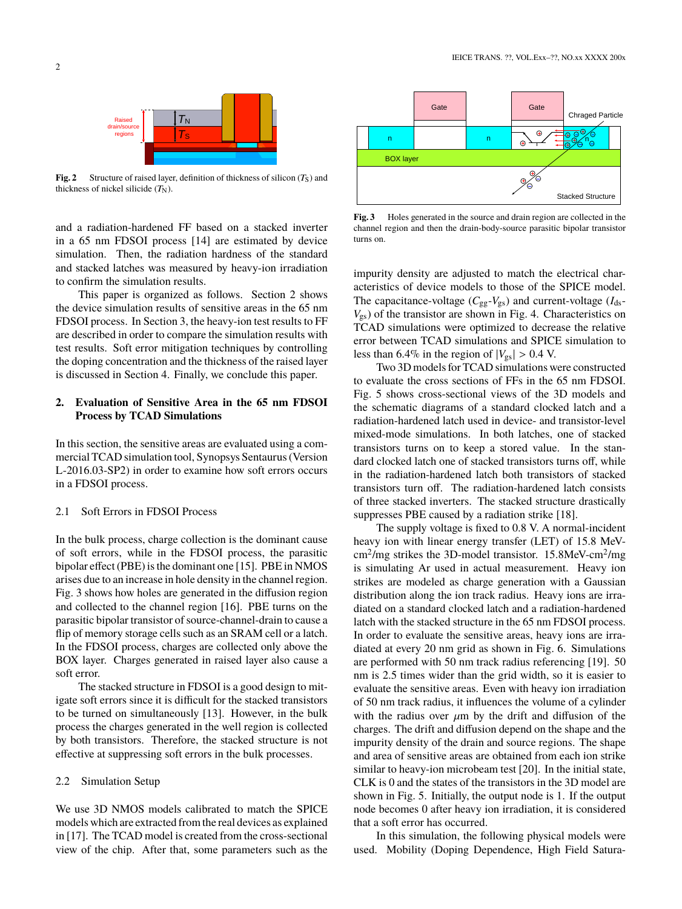**Fig. 2** Structure of raised layer, definition of thickness of silicon ($T_S$) and thickness of nickel silicide ($T_N$).

and a radiation-hardened FF based on a stacked inverter in a 65 nm FDSOI process [14] are estimated by device simulation. Then, the radiation hardness of the standard and stacked latches was measured by heavy-ion irradiation to confirm the simulation results.

This paper is organized as follows. Section 2 shows the device simulation results of sensitive areas in the 65 nm FDSOI process. In Section 3, the heavy-ion test results to FF are described in order to compare the simulation results with test results. Soft error mitigation techniques by controlling the doping concentration and the thickness of the raised layer is discussed in Section 4. Finally, we conclude this paper.

## 2. Evaluation of Sensitive Area in the 65 nm FDSOI Process by TCAD Simulations

In this section, the sensitive areas are evaluated using a commercial TCAD simulation tool, Synopsys Sentaurus (Version L-2016.03-SP2) in order to examine how soft errors occurs in a FDSOI process.

### 2.1 Soft Errors in FDSOI Process

In the bulk process, charge collection is the dominant cause of soft errors, while in the FDSOI process, the parasitic bipolar effect (PBE) is the dominant one [15]. PBE in NMOS arises due to an increase in hole density in the channel region. Fig. 3 shows how holes are generated in the diffusion region and collected to the channel region [16]. PBE turns on the parasitic bipolar transistor of source-channel-drain to cause a flip of memory storage cells such as an SRAM cell or a latch. In the FDSOI process, charges are collected only above the BOX layer. Charges generated in raised layer also cause a soft error.

The stacked structure in FDSOI is a good design to mitigate soft errors since it is difficult for the stacked transistors to be turned on simultaneously [13]. However, in the bulk process the charges generated in the well region is collected by both transistors. Therefore, the stacked structure is not effective at suppressing soft errors in the bulk processes.

### 2.2 Simulation Setup

We use 3D NMOS models calibrated to match the SPICE models which are extracted from the real devices as explained in [17]. The TCAD model is created from the cross-sectional view of the chip. After that, some parameters such as the impurity density are adjusted to match the electrical characteristics of device models to those of the SPICE model. The capacitance-voltage ($C_{gg}$-$V_{gs}$) and current-voltage ($I_{ds}$-$V_{gs}$) of the transistor are shown in Fig. 4. Characteristics on TCAD simulations were optimized to decrease the relative error between TCAD simulations and SPICE simulation to less than 6.4% in the region of $|V_{gs}| > 0.4$ V.

**Fig. 3** Holes generated in the source and drain region are collected in the channel region and then the drain-body-source parasitic bipolar transistor turns on.

Two 3D models for TCAD simulations were constructed to evaluate the cross sections of FFs in the 65 nm FDSOI. Fig. 5 shows cross-sectional views of the 3D models and the schematic diagrams of a standard clocked latch and a radiation-hardened latch used in device- and transistor-level mixed-mode simulations. In both latches, one of stacked transistors turns on to keep a stored value. In the standard clocked latch one of stacked transistors turns off, while in the radiation-hardened latch both transistors of stacked transistors turn off. The radiation-hardened latch consists of three stacked inverters. The stacked structure drastically suppresses PBE caused by a radiation strike [18].

The supply voltage is fixed to 0.8 V. A normal-incident heavy ion with linear energy transfer (LET) of 15.8 MeV-cm$^2$/mg strikes the 3D-model transistor. 15.8MeV-cm$^2$/mg is simulating Ar used in actual measurement. Heavy ion strikes are modeled as charge generation with a Gaussian distribution along the ion track radius. Heavy ions are irradiated on a standard clocked latch and a radiation-hardened latch with the stacked structure in the 65 nm FDSOI process. In order to evaluate the sensitive areas, heavy ions are irradiated at every 20 nm grid as shown in Fig. 6. Simulations are performed with 50 nm track radius referencing [19]. 50 nm is 2.5 times wider than the grid width, so it is easier to evaluate the sensitive areas. Even with heavy ion irradiation of 50 nm track radius, it influences the volume of a cylinder with the radius over $\mu$m by the drift and diffusion of the charges. The drift and diffusion depend on the shape and the impurity density of the drain and source regions. The shape and area of sensitive areas are obtained from each ion strike similar to heavy-ion microbeam test [20]. In the initial state, CLK is 0 and the states of the transistors in the 3D model are shown in Fig. 5. Initially, the output node is 1. If the output node becomes 0 after heavy ion irradiation, it is considered that a soft error has occurred.

In this simulation, the following physical models were used. Mobility (Doping Dependence, High Field Satura-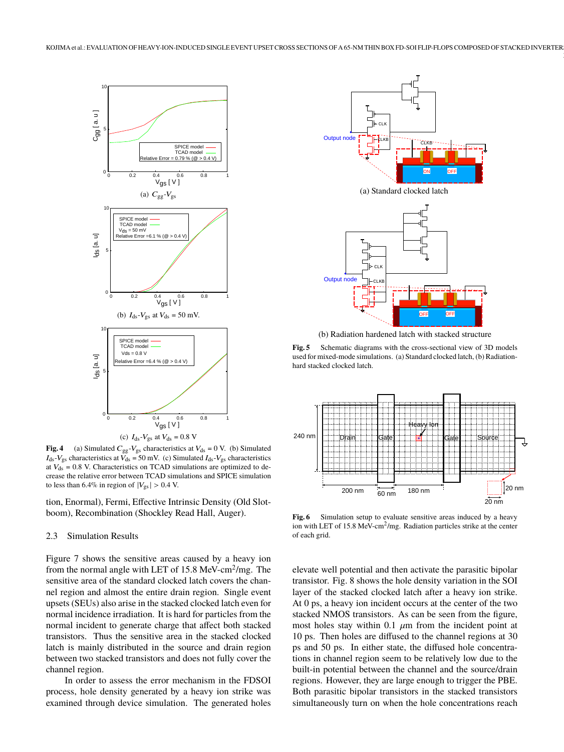(a) $C_{gg}$-$V_{gs}$

(b) $I_{ds}$-$V_{gs}$ at $V_{ds}$ = 50 mV.

(c) $I_{ds}$-$V_{gs}$ at $V_{ds}$ = 0.8 V

**Fig. 4** (a) Simulated $C_{gg}$-$V_{gs}$ characteristics at $V_{ds}$ = 0 V. (b) Simulated $I_{ds}$-$V_{gs}$ characteristics at $V_{ds}$ = 50 mV. (c) Simulated $I_{ds}$-$V_{gs}$ characteristics at $V_{ds}$ = 0.8 V. Characteristics on TCAD simulation are optimized to decrease the relative error between TCAD simulations and SPICE simulation to less than 6.4% in region of $|V_{gs}|$ > 0.4 V.

tion, Enormal), Fermi, Effective Intrinsic Density (Old Slotboom), Recombination (Shockley Read Hall, Auger).

### 2.3 Simulation Results

Figure 7 shows the sensitive areas caused by a heavy ion from the normal angle with LET of 15.8 MeV-cm$^2$/mg. The sensitive area of the standard clocked latch covers the channel region and almost the entire drain region. Single event upsets (SEUs) also arise in the stacked clocked latch even for normal incidence irradiation. It is hard for particles from the normal incident to generate charge that affect both stacked transistors. Thus the sensitive area in the stacked clocked latch is mainly distributed in the source and drain region between two stacked transistors and does not fully cover the channel region.

In order to assess the error mechanism in the FDSOI process, hole density generated by a heavy ion strike was examined through device simulation. The generated holes elevate well potential and then activate the parasitic bipolar transistor. Fig. 8 shows the hole density variation in the SOI layer of the stacked clocked latch after a heavy ion strike. At 0 ps, a heavy ion incident occurs at the center of the two stacked NMOS transistors. As can be seen from the figure, most holes stay within 0.1 $\mu$m from the incident point at 10 ps. Then holes are diffused to the channel regions at 30 ps and 50 ps. In either state, the diffused hole concentrations in channel region seem to be relatively low due to the built-in potential between the channel and the source/drain regions. However, they are large enough to trigger the PBE. Both parasitic bipolar transistors in the stacked transistors simultaneously turn on when the hole concentrations reach

(a) Standard clocked latch

(b) Radiation hardened latch with stacked structure

**Fig. 5** Schematic diagrams with the cross-sectional view of 3D models used for mixed-mode simulations. (a) Standard clocked latch, (b) Radiation-hard stacked clocked latch.

**Fig. 6** Simulation setup to evaluate sensitive areas induced by a heavy ion with LET of 15.8 MeV-cm$^2$/mg. Radiation particles strike at the center of each grid.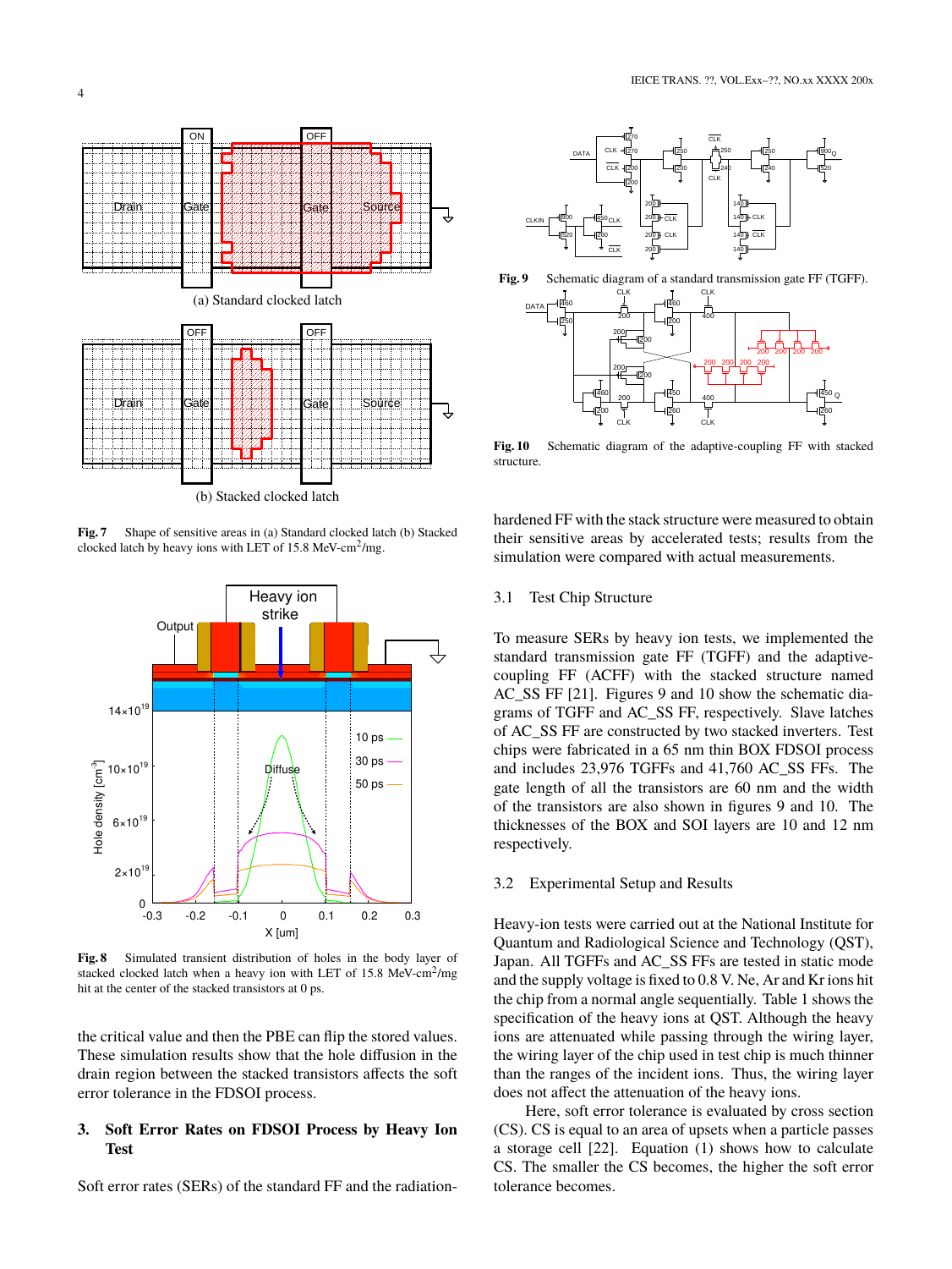Fig. 7　Shape of sensitive areas in (a) Standard clocked latch (b) Stacked clocked latch by heavy ions with LET of 15.8 MeV-cm$^2$/mg.

Fig. 8　Simulated transient distribution of holes in the body layer of stacked clocked latch when a heavy ion with LET of 15.8 MeV-cm$^2$/mg hit at the center of the stacked transistors at 0 ps.

the critical value and then the PBE can flip the stored values. These simulation results show that the hole diffusion in the drain region between the stacked transistors affects the soft error tolerance in the FDSOI process.

## 3. Soft Error Rates on FDSOI Process by Heavy Ion Test

Soft error rates (SERs) of the standard FF and the radiation-hardened FF with the stack structure were measured to obtain their sensitive areas by accelerated tests; results from the simulation were compared with actual measurements.

Fig. 9　Schematic diagram of a standard transmission gate FF (TGFF).

Fig. 10　Schematic diagram of the adaptive-coupling FF with stacked structure.

### 3.1 Test Chip Structure

To measure SERs by heavy ion tests, we implemented the standard transmission gate FF (TGFF) and the adaptive-coupling FF (ACFF) with the stacked structure named AC_SS FF [21]. Figures 9 and 10 show the schematic diagrams of TGFF and AC_SS FF, respectively. Slave latches of AC_SS FF are constructed by two stacked inverters. Test chips were fabricated in a 65 nm thin BOX FDSOI process and includes 23,976 TGFFs and 41,760 AC_SS FFs. The gate length of all the transistors are 60 nm and the width of the transistors are also shown in figures 9 and 10. The thicknesses of the BOX and SOI layers are 10 and 12 nm respectively.

### 3.2 Experimental Setup and Results

Heavy-ion tests were carried out at the National Institute for Quantum and Radiological Science and Technology (QST), Japan. All TGFFs and AC_SS FFs are tested in static mode and the supply voltage is fixed to 0.8 V. Ne, Ar and Kr ions hit the chip from a normal angle sequentially. Table 1 shows the specification of the heavy ions at QST. Although the heavy ions are attenuated while passing through the wiring layer, the wiring layer of the chip used in test chip is much thinner than the ranges of the incident ions. Thus, the wiring layer does not affect the attenuation of the heavy ions.

Here, soft error tolerance is evaluated by cross section (CS). CS is equal to an area of upsets when a particle passes a storage cell [22]. Equation (1) shows how to calculate CS. The smaller the CS becomes, the higher the soft error tolerance becomes.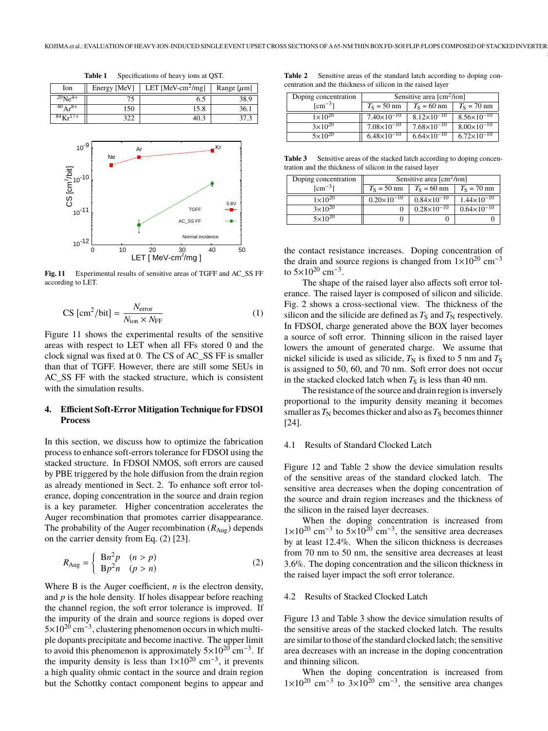**Table 1** Specifications of heavy ions at QST.

| Ion | Energy [MeV] | LET [MeV-cm$^2$/mg] | Range [$\mu$m] |
|---|---|---|---|
| $^{20}$Ne$^{4+}$ | 75 | 6.5 | 38.9 |
| $^{40}$Ar$^{8+}$ | 150 | 15.8 | 36.1 |
| $^{84}$Kr$^{17+}$ | 322 | 40.3 | 37.3 |

**Fig. 11** Experimental results of sensitive areas of TGFF and AC_SS FF according to LET.

$$\text{CS [cm}^2\text{/bit]} = \frac{N_{\text{error}}}{N_{\text{ion}} \times N_{\text{FF}}} \tag{1}$$

Figure 11 shows the experimental results of the sensitive areas with respect to LET when all FFs stored 0 and the clock signal was fixed at 0. The CS of AC_SS FF is smaller than that of TGFF. However, there are still some SEUs in AC_SS FF with the stacked structure, which is consistent with the simulation results.

## 4. Efficient Soft-Error Mitigation Technique for FDSOI Process

In this section, we discuss how to optimize the fabrication process to enhance soft-errors tolerance for FDSOI using the stacked structure. In FDSOI NMOS, soft errors are caused by PBE triggered by the hole diffusion from the drain region as already mentioned in Sect. 2. To enhance soft error tolerance, doping concentration in the source and drain region is a key parameter. Higher concentration accelerates the Auger recombination that promotes carrier disappearance. The probability of the Auger recombination ($R_{\text{Aug}}$) depends on the carrier density from Eq. (2) [23].

$$R_{\text{Aug}} = \begin{cases} \text{B}n^2p & (n > p) \\ \text{B}p^2n & (p > n) \end{cases} \tag{2}$$

Where B is the Auger coefficient, $n$ is the electron density, and $p$ is the hole density. If holes disappear before reaching the channel region, the soft error tolerance is improved. If the impurity of the drain and source regions is doped over $5\times10^{20}$ cm$^{-3}$, clustering phenomenon occurs in which multiple dopants precipitate and become inactive. The upper limit to avoid this phenomenon is approximately $5\times10^{20}$ cm$^{-3}$. If the impurity density is less than $1\times10^{20}$ cm$^{-3}$, it prevents a high quality ohmic contact in the source and drain region but the Schottky contact component begins to appear and the contact resistance increases. Doping concentration of the drain and source regions is changed from $1\times10^{20}$ cm$^{-3}$ to $5\times10^{20}$ cm$^{-3}$.

**Table 2** Sensitive areas of the standard latch according to doping concentration and the thickness of silicon in the raised layer

| Doping concentration [cm$^{-3}$] | Sensitive area [cm$^2$/ion] | | |
|---|---|---|---|
| | $T_S$ = 50 nm | $T_S$ = 60 nm | $T_S$ = 70 nm |
| $1\times10^{20}$ | $7.40\times10^{-10}$ | $8.12\times10^{-10}$ | $8.56\times10^{-10}$ |
| $3\times10^{20}$ | $7.08\times10^{-10}$ | $7.68\times10^{-10}$ | $8.00\times10^{-10}$ |
| $5\times10^{20}$ | $6.48\times10^{-10}$ | $6.64\times10^{-10}$ | $6.72\times10^{-10}$ |

**Table 3** Sensitive areas of the stacked latch according to doping concentration and the thickness of silicon in the raised layer

| Doping concentration [cm$^{-3}$] | Sensitive area [cm$^2$/ion] | | |
|---|---|---|---|
| | $T_S$ = 50 nm | $T_S$ = 60 nm | $T_S$ = 70 nm |
| $1\times10^{20}$ | $0.20\times10^{-10}$ | $0.84\times10^{-10}$ | $1.44\times10^{-10}$ |
| $3\times10^{20}$ | 0 | $0.28\times10^{-10}$ | $0.64\times10^{-10}$ |
| $5\times10^{20}$ | 0 | 0 | 0 |

The shape of the raised layer also affects soft error tolerance. The raised layer is composed of silicon and silicide. Fig. 2 shows a cross-sectional view. The thickness of the silicon and the silicide are defined as $T_S$ and $T_N$ respectively. In FDSOI, charge generated above the BOX layer becomes a source of soft error. Thinning silicon in the raised layer lowers the amount of generated charge. We assume that nickel silicide is used as silicide, $T_N$ is fixed to 5 nm and $T_S$ is assigned to 50, 60, and 70 nm. Soft error does not occur in the stacked clocked latch when $T_S$ is less than 40 nm.

The resistance of the source and drain region is inversely proportional to the impurity density meaning it becomes smaller as $T_N$ becomes thicker and also as $T_S$ becomes thinner [24].

### 4.1 Results of Standard Clocked Latch

Figure 12 and Table 2 show the device simulation results of the sensitive areas of the standard clocked latch. The sensitive area decreases when the doping concentration of the source and drain region increases and the thickness of the silicon in the raised layer decreases.

When the doping concentration is increased from $1\times10^{20}$ cm$^{-3}$ to $5\times10^{20}$ cm$^{-3}$, the sensitive area decreases by at least 12.4%. When the silicon thickness is decreases from 70 nm to 50 nm, the sensitive area decreases at least 3.6%. The doping concentration and the silicon thickness in the raised layer impact the soft error tolerance.

### 4.2 Results of Stacked Clocked Latch

Figure 13 and Table 3 show the device simulation results of the sensitive areas of the stacked clocked latch. The results are similar to those of the standard clocked latch; the sensitive area decreases with an increase in the doping concentration and thinning silicon.

When the doping concentration is increased from $1\times10^{20}$ cm$^{-3}$ to $3\times10^{20}$ cm$^{-3}$, the sensitive area changes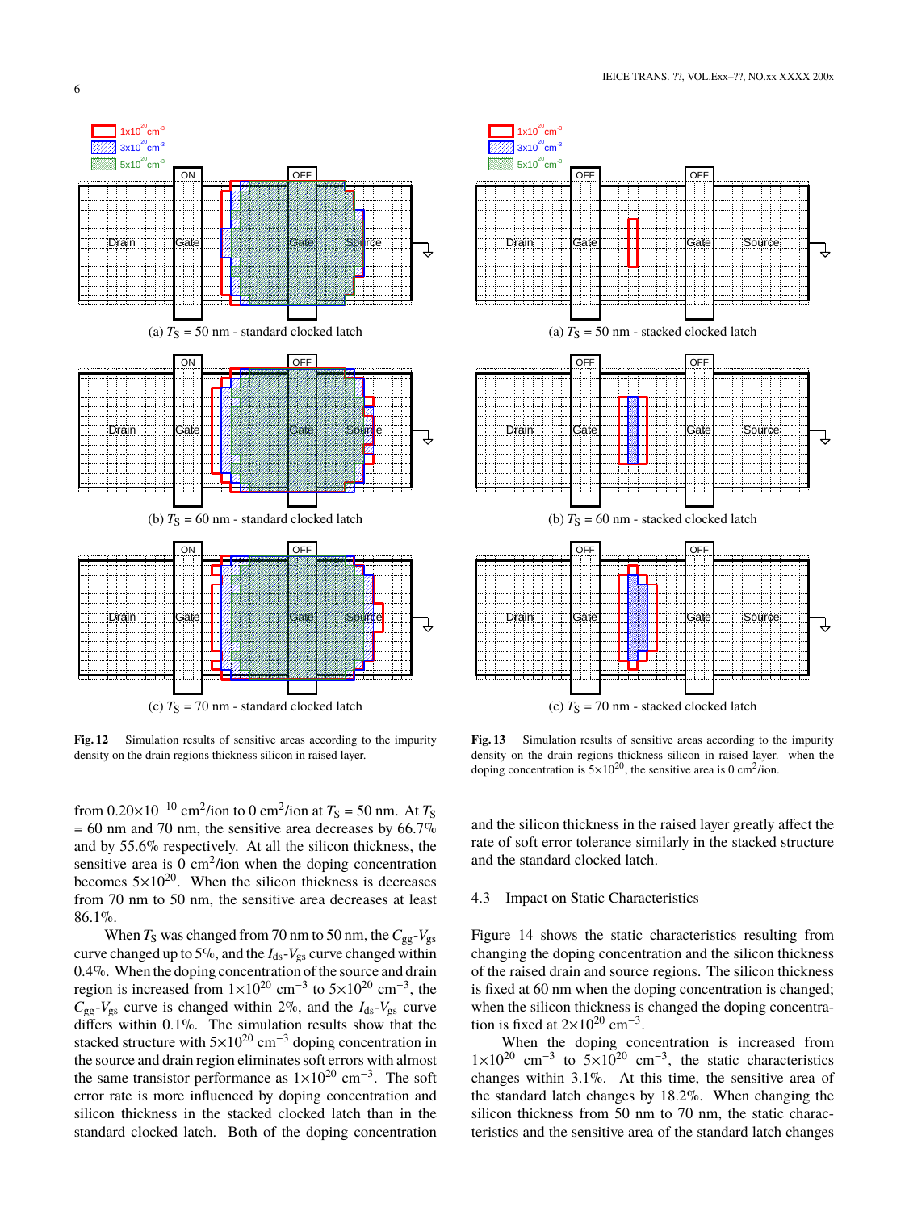(a) $T_S$ = 50 nm - standard clocked latch

(b) $T_S$ = 60 nm - standard clocked latch

(c) $T_S$ = 70 nm - standard clocked latch

**Fig. 12** Simulation results of sensitive areas according to the impurity density on the drain regions thickness silicon in raised layer.

(a) $T_S$ = 50 nm - stacked clocked latch

(b) $T_S$ = 60 nm - stacked clocked latch

(c) $T_S$ = 70 nm - stacked clocked latch

**Fig. 13** Simulation results of sensitive areas according to the impurity density on the drain regions thickness silicon in raised layer. when the doping concentration is $5{\times}10^{20}$, the sensitive area is 0 cm$^2$/ion.

from $0.20{\times}10^{-10}$ cm$^2$/ion to 0 cm$^2$/ion at $T_S$ = 50 nm. At $T_S$ = 60 nm and 70 nm, the sensitive area decreases by 66.7% and by 55.6% respectively. At all the silicon thickness, the sensitive area is 0 cm$^2$/ion when the doping concentration becomes $5{\times}10^{20}$. When the silicon thickness is decreases from 70 nm to 50 nm, the sensitive area decreases at least 86.1%.

When $T_S$ was changed from 70 nm to 50 nm, the $C_{gg}$-$V_{gs}$ curve changed up to 5%, and the $I_{ds}$-$V_{gs}$ curve changed within 0.4%. When the doping concentration of the source and drain region is increased from $1{\times}10^{20}$ cm$^{-3}$ to $5{\times}10^{20}$ cm$^{-3}$, the $C_{gg}$-$V_{gs}$ curve is changed within 2%, and the $I_{ds}$-$V_{gs}$ curve differs within 0.1%. The simulation results show that the stacked structure with $5{\times}10^{20}$ cm$^{-3}$ doping concentration in the source and drain region eliminates soft errors with almost the same transistor performance as $1{\times}10^{20}$ cm$^{-3}$. The soft error rate is more influenced by doping concentration and silicon thickness in the stacked clocked latch than in the standard clocked latch. Both of the doping concentration and the silicon thickness in the raised layer greatly affect the rate of soft error tolerance similarly in the stacked structure and the standard clocked latch.

### 4.3 Impact on Static Characteristics

Figure 14 shows the static characteristics resulting from changing the doping concentration and the silicon thickness of the raised drain and source regions. The silicon thickness is fixed at 60 nm when the doping concentration is changed; when the silicon thickness is changed the doping concentration is fixed at $2{\times}10^{20}$ cm$^{-3}$.

When the doping concentration is increased from $1{\times}10^{20}$ cm$^{-3}$ to $5{\times}10^{20}$ cm$^{-3}$, the static characteristics changes within 3.1%. At this time, the sensitive area of the standard latch changes by 18.2%. When changing the silicon thickness from 50 nm to 70 nm, the static characteristics and the sensitive area of the standard latch changes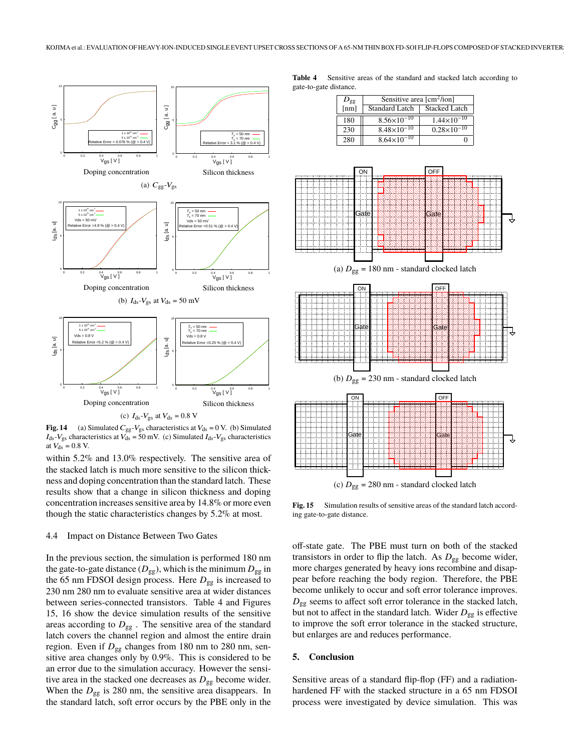Doping concentration

Silicon thickness

(a) $C_{gg}$-$V_{gs}$

Doping concentration

Silicon thickness

(b) $I_{ds}$-$V_{gs}$ at $V_{ds}$ = 50 mV

Doping concentration

Silicon thickness

(c) $I_{ds}$-$V_{gs}$ at $V_{ds}$ = 0.8 V

**Fig. 14** (a) Simulated $C_{gg}$-$V_{gs}$ characteristics at $V_{ds}$ = 0 V. (b) Simulated $I_{ds}$-$V_{gs}$ characteristics at $V_{ds}$ = 50 mV. (c) Simulated $I_{ds}$-$V_{gs}$ characteristics at $V_{ds}$ = 0.8 V.

within 5.2% and 13.0% respectively. The sensitive area of the stacked latch is much more sensitive to the silicon thickness and doping concentration than the standard latch. These results show that a change in silicon thickness and doping concentration increases sensitive area by 14.8% or more even though the static characteristics changes by 5.2% at most.

### 4.4 Impact on Distance Between Two Gates

In the previous section, the simulation is performed 180 nm the gate-to-gate distance ($D_{gg}$), which is the minimum $D_{gg}$ in the 65 nm FDSOI design process. Here $D_{gg}$ is increased to 230 nm 280 nm to evaluate sensitive area at wider distances between series-connected transistors. Table 4 and Figures 15, 16 show the device simulation results of the sensitive areas according to $D_{gg}$ . The sensitive area of the standard latch covers the channel region and almost the entire drain region. Even if $D_{gg}$ changes from 180 nm to 280 nm, sensitive area changes only by 0.9%. This is considered to be an error due to the simulation accuracy. However the sensitive area in the stacked one decreases as $D_{gg}$ become wider. When the $D_{gg}$ is 280 nm, the sensitive area disappears. In the standard latch, soft error occurs by the PBE only in the off-state gate. The PBE must turn on both of the stacked transistors in order to flip the latch. As $D_{gg}$ become wider, more charges generated by heavy ions recombine and disappear before reaching the body region. Therefore, the PBE become unlikely to occur and soft error tolerance improves. $D_{gg}$ seems to affect soft error tolerance in the stacked latch, but not to affect in the standard latch. Wider $D_{gg}$ is effective to improve the soft error tolerance in the stacked structure, but enlarges are and reduces performance.

**Table 4** Sensitive areas of the standard and stacked latch according to gate-to-gate distance.

| $D_{gg}$ [nm] | Sensitive area [cm²/ion] Standard Latch | Stacked Latch |
|---|---|---|
| 180 | $8.56\times10^{-10}$ | $1.44\times10^{-10}$ |
| 230 | $8.48\times10^{-10}$ | $0.28\times10^{-10}$ |
| 280 | $8.64\times10^{-10}$ | 0 |

(a) $D_{gg}$ = 180 nm - standard clocked latch

(b) $D_{gg}$ = 230 nm - standard clocked latch

(c) $D_{gg}$ = 280 nm - standard clocked latch

**Fig. 15** Simulation results of sensitive areas of the standard latch according gate-to-gate distance.

## 5. Conclusion

Sensitive areas of a standard flip-flop (FF) and a radiation-hardened FF with the stacked structure in a 65 nm FDSOI process were investigated by device simulation. This was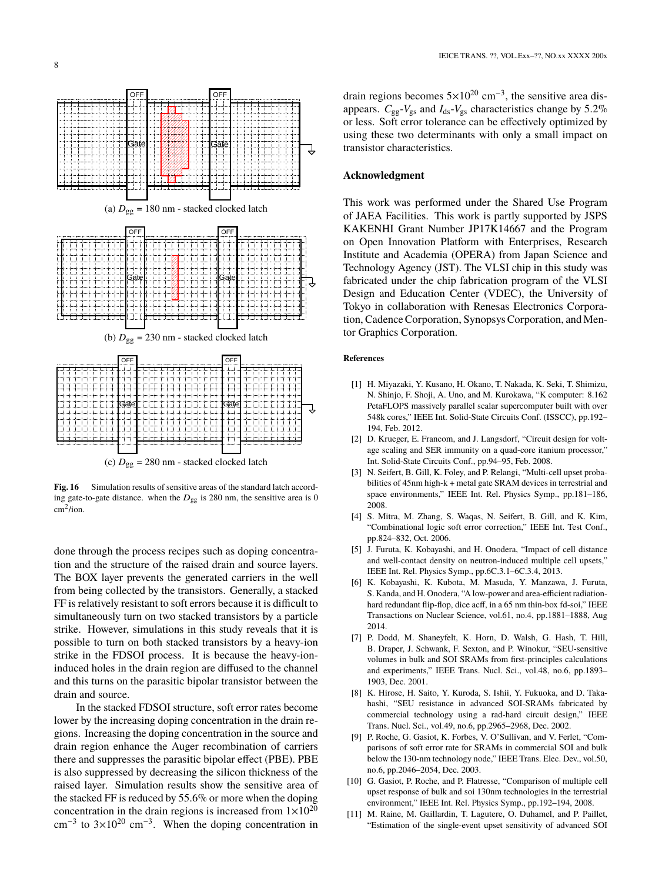(a) $D_{gg}$ = 180 nm - stacked clocked latch

(b) $D_{gg}$ = 230 nm - stacked clocked latch

(c) $D_{gg}$ = 280 nm - stacked clocked latch

**Fig. 16** Simulation results of sensitive areas of the standard latch according gate-to-gate distance. when the $D_{gg}$ is 280 nm, the sensitive area is 0 $cm^2$/ion.

done through the process recipes such as doping concentration and the structure of the raised drain and source layers. The BOX layer prevents the generated carriers in the well from being collected by the transistors. Generally, a stacked FF is relatively resistant to soft errors because it is difficult to simultaneously turn on two stacked transistors by a particle strike. However, simulations in this study reveals that it is possible to turn on both stacked transistors by a heavy-ion strike in the FDSOI process. It is because the heavy-ion-induced holes in the drain region are diffused to the channel and this turns on the parasitic bipolar transistor between the drain and source.

In the stacked FDSOI structure, soft error rates become lower by the increasing doping concentration in the drain regions. Increasing the doping concentration in the source and drain region enhance the Auger recombination of carriers there and suppresses the parasitic bipolar effect (PBE). PBE is also suppressed by decreasing the silicon thickness of the raised layer. Simulation results show the sensitive area of the stacked FF is reduced by 55.6% or more when the doping concentration in the drain regions is increased from $1{\times}10^{20}$ $cm^{-3}$ to $3{\times}10^{20}$ $cm^{-3}$. When the doping concentration in drain regions becomes $5{\times}10^{20}$ $cm^{-3}$, the sensitive area disappears. $C_{gg}$-$V_{gs}$ and $I_{ds}$-$V_{gs}$ characteristics change by 5.2% or less. Soft error tolerance can be effectively optimized by using these two determinants with only a small impact on transistor characteristics.

## Acknowledgment

This work was performed under the Shared Use Program of JAEA Facilities. This work is partly supported by JSPS KAKENHI Grant Number JP17K14667 and the Program on Open Innovation Platform with Enterprises, Research Institute and Academia (OPERA) from Japan Science and Technology Agency (JST). The VLSI chip in this study was fabricated under the chip fabrication program of the VLSI Design and Education Center (VDEC), the University of Tokyo in collaboration with Renesas Electronics Corporation, Cadence Corporation, Synopsys Corporation, and Mentor Graphics Corporation.

## References

[1] H. Miyazaki, Y. Kusano, H. Okano, T. Nakada, K. Seki, T. Shimizu, N. Shinjo, F. Shoji, A. Uno, and M. Kurokawa, "K computer: 8.162 PetaFLOPS massively parallel scalar supercomputer built with over 548k cores," IEEE Int. Solid-State Circuits Conf. (ISSCC), pp.192–194, Feb. 2012.

[2] D. Krueger, E. Francom, and J. Langsdorf, "Circuit design for voltage scaling and SER immunity on a quad-core itanium processor," Int. Solid-State Circuits Conf., pp.94–95, Feb. 2008.

[3] N. Seifert, B. Gill, K. Foley, and P. Relangi, "Multi-cell upset probabilities of 45nm high-k + metal gate SRAM devices in terrestrial and space environments," IEEE Int. Rel. Physics Symp., pp.181–186, 2008.

[4] S. Mitra, M. Zhang, S. Waqas, N. Seifert, B. Gill, and K. Kim, "Combinational logic soft error correction," IEEE Int. Test Conf., pp.824–832, Oct. 2006.

[5] J. Furuta, K. Kobayashi, and H. Onodera, "Impact of cell distance and well-contact density on neutron-induced multiple cell upsets," IEEE Int. Rel. Physics Symp., pp.6C.3.1–6C.3.4, 2013.

[6] K. Kobayashi, K. Kubota, M. Masuda, Y. Manzawa, J. Furuta, S. Kanda, and H. Onodera, "A low-power and area-efficient radiation-hard redundant flip-flop, dice acff, in a 65 nm thin-box fd-soi," IEEE Transactions on Nuclear Science, vol.61, no.4, pp.1881–1888, Aug 2014.

[7] P. Dodd, M. Shaneyfelt, K. Horn, D. Walsh, G. Hash, T. Hill, B. Draper, J. Schwank, F. Sexton, and P. Winokur, "SEU-sensitive volumes in bulk and SOI SRAMs from first-principles calculations and experiments," IEEE Trans. Nucl. Sci., vol.48, no.6, pp.1893–1903, Dec. 2001.

[8] K. Hirose, H. Saito, Y. Kuroda, S. Ishii, Y. Fukuoka, and D. Takahashi, "SEU resistance in advanced SOI-SRAMs fabricated by commercial technology using a rad-hard circuit design," IEEE Trans. Nucl. Sci., vol.49, no.6, pp.2965–2968, Dec. 2002.

[9] P. Roche, G. Gasiot, K. Forbes, V. O'Sullivan, and V. Ferlet, "Comparisons of soft error rate for SRAMs in commercial SOI and bulk below the 130-nm technology node," IEEE Trans. Elec. Dev., vol.50, no.6, pp.2046–2054, Dec. 2003.

[10] G. Gasiot, P. Roche, and P. Flatresse, "Comparison of multiple cell upset response of bulk and soi 130nm technologies in the terrestrial environment," IEEE Int. Rel. Physics Symp., pp.192–194, 2008.

[11] M. Raine, M. Gaillardin, T. Lagutere, O. Duhamel, and P. Paillet, "Estimation of the single-event upset sensitivity of advanced SOI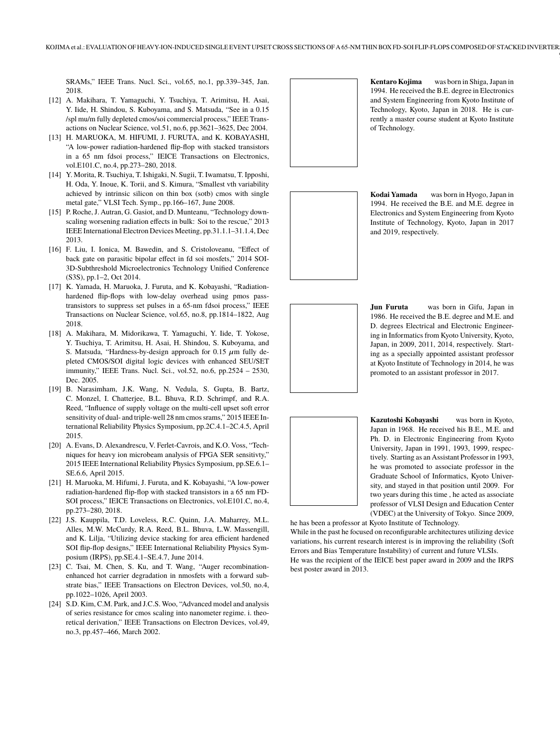SRAMs," IEEE Trans. Nucl. Sci., vol.65, no.1, pp.339–345, Jan. 2018.

[12] A. Makihara, T. Yamaguchi, Y. Tsuchiya, T. Arimitsu, H. Asai, Y. Iide, H. Shindou, S. Kuboyama, and S. Matsuda, "See in a 0.15 /spl mu/m fully depleted cmos/soi commercial process," IEEE Transactions on Nuclear Science, vol.51, no.6, pp.3621–3625, Dec 2004.

[13] H. MARUOKA, M. HIFUMI, J. FURUTA, and K. KOBAYASHI, "A low-power radiation-hardened flip-flop with stacked transistors in a 65 nm fdsoi process," IEICE Transactions on Electronics, vol.E101.C, no.4, pp.273–280, 2018.

[14] Y. Morita, R. Tsuchiya, T. Ishigaki, N. Sugii, T. Iwamatsu, T. Ipposhi, H. Oda, Y. Inoue, K. Torii, and S. Kimura, "Smallest vth variability achieved by intrinsic silicon on thin box (sotb) cmos with single metal gate," VLSI Tech. Symp., pp.166–167, June 2008.

[15] P. Roche, J. Autran, G. Gasiot, and D. Munteanu, "Technology downscaling worsening radiation effects in bulk: Soi to the rescue," 2013 IEEE International Electron Devices Meeting, pp.31.1.1–31.1.4, Dec 2013.

[16] F. Liu, I. Ionica, M. Bawedin, and S. Cristoloveanu, "Effect of back gate on parasitic bipolar effect in fd soi mosfets," 2014 SOI-3D-Subthreshold Microelectronics Technology Unified Conference (S3S), pp.1–2, Oct 2014.

[17] K. Yamada, H. Maruoka, J. Furuta, and K. Kobayashi, "Radiation-hardened flip-flops with low-delay overhead using pmos pass-transistors to suppress set pulses in a 65-nm fdsoi process," IEEE Transactions on Nuclear Science, vol.65, no.8, pp.1814–1822, Aug 2018.

[18] A. Makihara, M. Midorikawa, T. Yamaguchi, Y. Iide, T. Yokose, Y. Tsuchiya, T. Arimitsu, H. Asai, H. Shindou, S. Kuboyama, and S. Matsuda, "Hardness-by-design approach for 0.15 $\mu$m fully depleted CMOS/SOI digital logic devices with enhanced SEU/SET immunity," IEEE Trans. Nucl. Sci., vol.52, no.6, pp.2524 – 2530, Dec. 2005.

[19] B. Narasimham, J.K. Wang, N. Vedula, S. Gupta, B. Bartz, C. Monzel, I. Chatterjee, B.L. Bhuva, R.D. Schrimpf, and R.A. Reed, "Influence of supply voltage on the multi-cell upset soft error sensitivity of dual- and triple-well 28 nm cmos srams," 2015 IEEE International Reliability Physics Symposium, pp.2C.4.1–2C.4.5, April 2015.

[20] A. Evans, D. Alexandrescu, V. Ferlet-Cavrois, and K.O. Voss, "Techniques for heavy ion microbeam analysis of FPGA SER sensitivty," 2015 IEEE International Reliability Physics Symposium, pp.SE.6.1–SE.6.6, April 2015.

[21] H. Maruoka, M. Hifumi, J. Furuta, and K. Kobayashi, "A low-power radiation-hardened flip-flop with stacked transistors in a 65 nm FD-SOI process," IEICE Transactions on Electronics, vol.E101.C, no.4, pp.273–280, 2018.

[22] J.S. Kauppila, T.D. Loveless, R.C. Quinn, J.A. Maharrey, M.L. Alles, M.W. McCurdy, R.A. Reed, B.L. Bhuva, L.W. Massengill, and K. Lilja, "Utilizing device stacking for area efficient hardened SOI flip-flop designs," IEEE International Reliability Physics Symposium (IRPS), pp.SE.4.1–SE.4.7, June 2014.

[23] C. Tsai, M. Chen, S. Ku, and T. Wang, "Auger recombination-enhanced hot carrier degradation in nmosfets with a forward substrate bias," IEEE Transactions on Electron Devices, vol.50, no.4, pp.1022–1026, April 2003.

[24] S.D. Kim, C.M. Park, and J.C.S. Woo, "Advanced model and analysis of series resistance for cmos scaling into nanometer regime. i. theoretical derivation," IEEE Transactions on Electron Devices, vol.49, no.3, pp.457–466, March 2002.

**Kentaro Kojima** was born in Shiga, Japan in 1994. He received the B.E. degree in Electronics and System Engineering from Kyoto Institute of Technology, Kyoto, Japan in 2018. He is currently a master course student at Kyoto Institute of Technology.

**Kodai Yamada** was born in Hyogo, Japan in 1994. He received the B.E. and M.E. degree in Electronics and System Engineering from Kyoto Institute of Technology, Kyoto, Japan in 2017 and 2019, respectively.

**Jun Furuta** was born in Gifu, Japan in 1986. He received the B.E. degree and M.E. and D. degrees Electrical and Electronic Engineering in Informatics from Kyoto University, Kyoto, Japan, in 2009, 2011, 2014, respectively. Starting as a specially appointed assistant professor at Kyoto Institute of Technology in 2014, he was promoted to an assistant professor in 2017.

**Kazutoshi Kobayashi** was born in Kyoto, Japan in 1968. He received his B.E., M.E. and Ph. D. in Electronic Engineering from Kyoto University, Japan in 1991, 1993, 1999, respectively. Starting as an Assistant Professor in 1993, he was promoted to associate professor in the Graduate School of Informatics, Kyoto University, and stayed in that position until 2009. For two years during this time , he acted as associate professor of VLSI Design and Education Center (VDEC) at the University of Tokyo. Since 2009, he has been a professor at Kyoto Institute of Technology.
While in the past he focused on reconfigurable architectures utilizing device variations, his current research interest is in improving the reliability (Soft Errors and Bias Temperature Instability) of current and future VLSIs.
He was the recipient of the IEICE best paper award in 2009 and the IRPS best poster award in 2013.